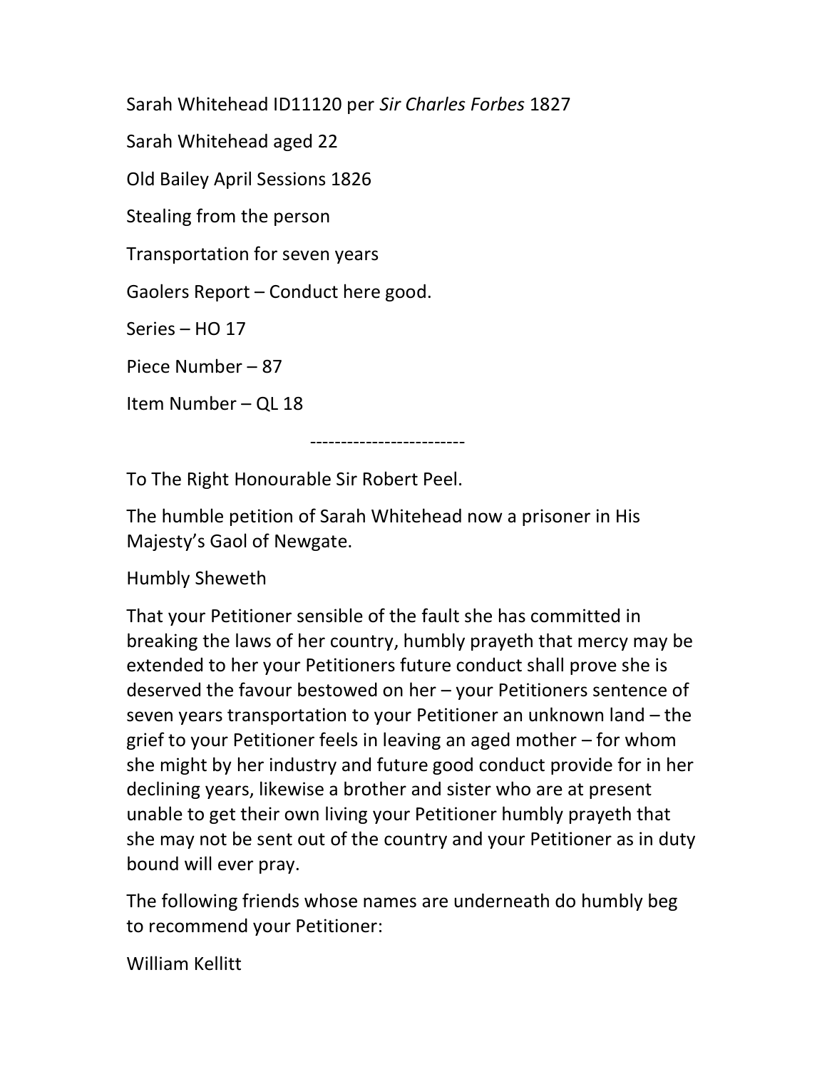Sarah Whitehead ID11120 per *Sir Charles Forbes* 1827

Sarah Whitehead aged 22

Old Bailey April Sessions 1826

Stealing from the person

Transportation for seven years

Gaolers Report – Conduct here good.

Series – HO 17

Piece Number – 87

Item Number – QL 18

-------------------------

To The Right Honourable Sir Robert Peel.

The humble petition of Sarah Whitehead now a prisoner in His Majesty's Gaol of Newgate.

Humbly Sheweth

That your Petitioner sensible of the fault she has committed in breaking the laws of her country, humbly prayeth that mercy may be extended to her your Petitioners future conduct shall prove she is deserved the favour bestowed on her – your Petitioners sentence of seven years transportation to your Petitioner an unknown land – the grief to your Petitioner feels in leaving an aged mother – for whom she might by her industry and future good conduct provide for in her declining years, likewise a brother and sister who are at present unable to get their own living your Petitioner humbly prayeth that she may not be sent out of the country and your Petitioner as in duty bound will ever pray.

The following friends whose names are underneath do humbly beg to recommend your Petitioner:

William Kellitt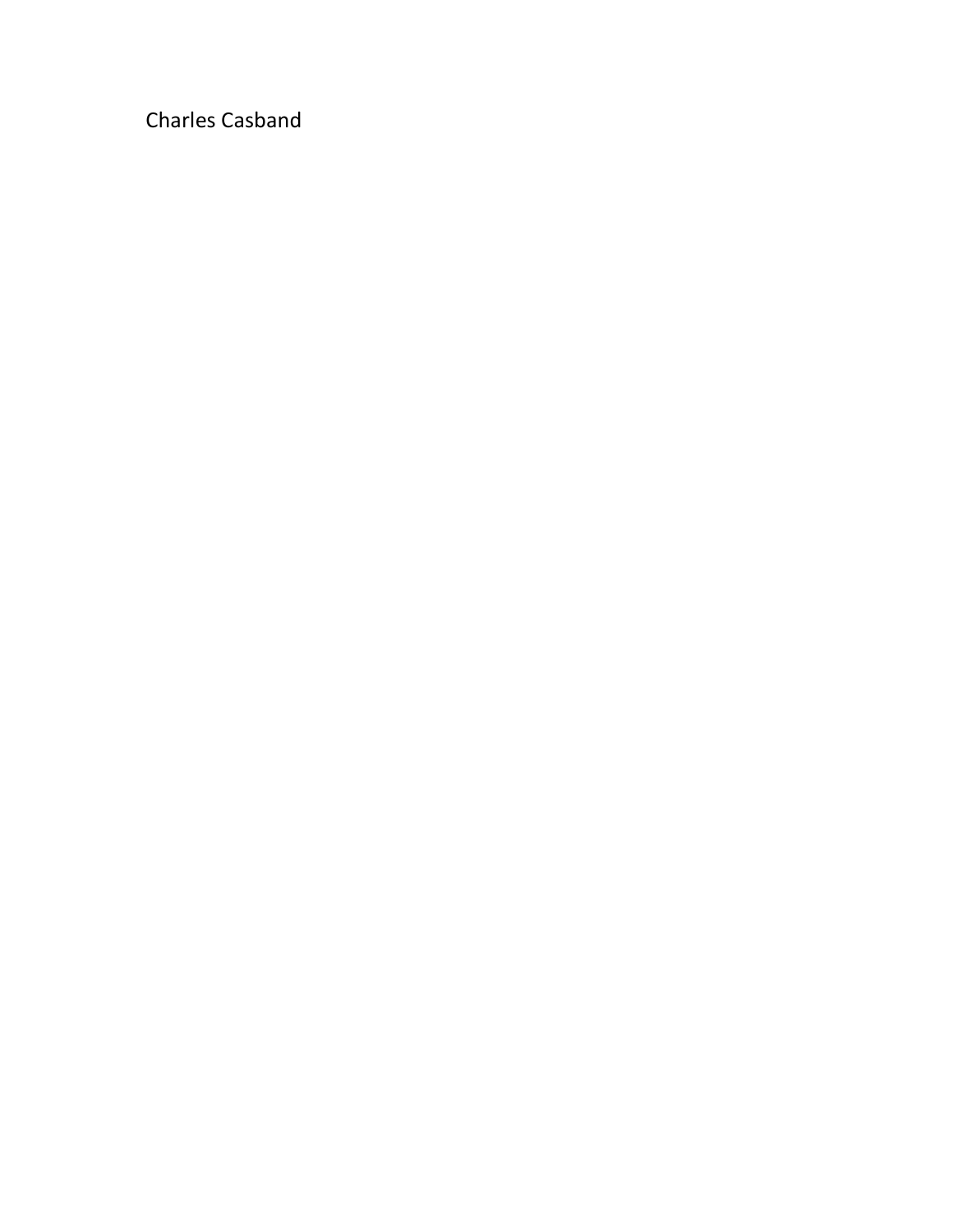Charles Casband